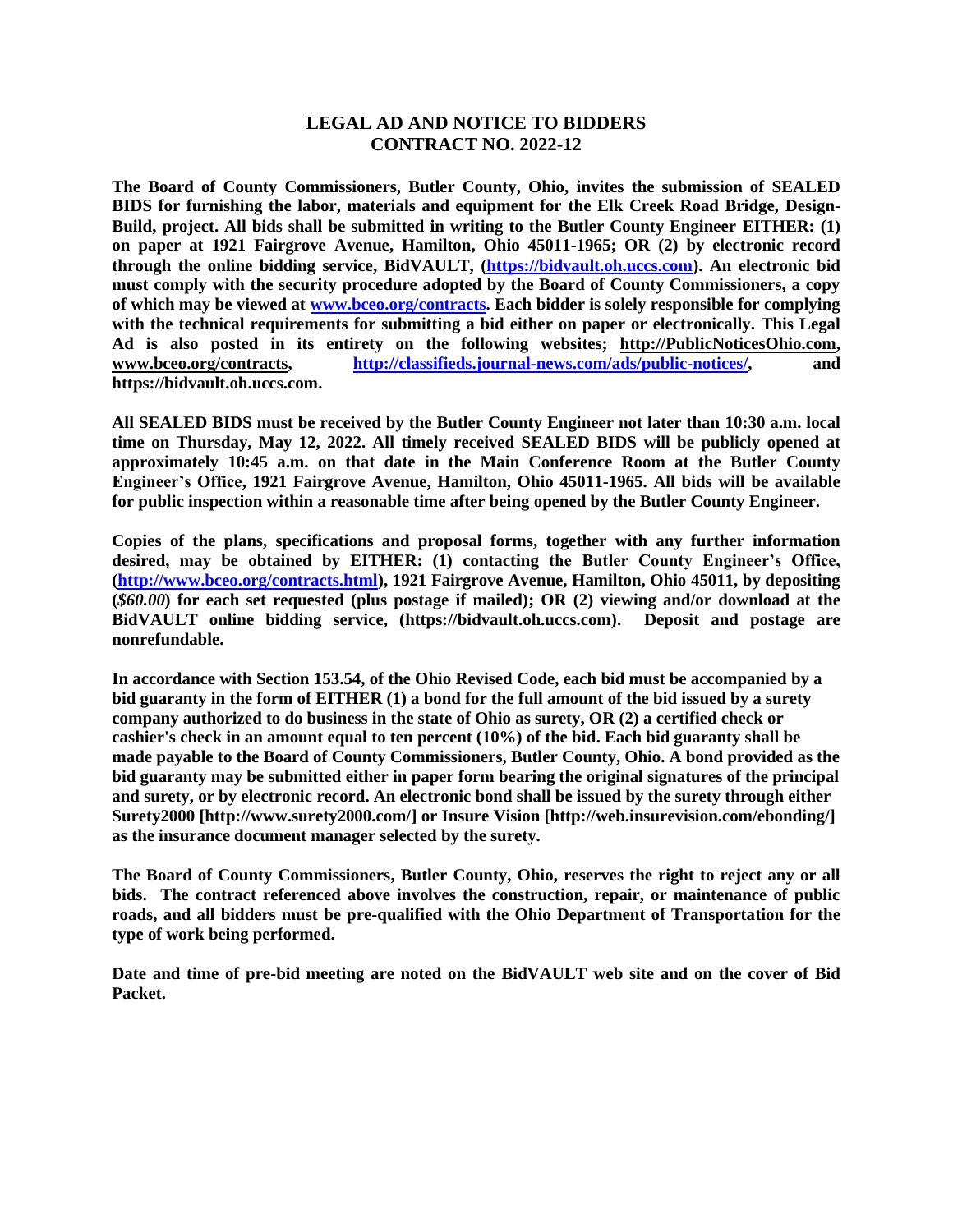# LEGAL AD AND NOTICE TO BIDDERS
## CONTRACT NO. 2022-12

**The Board of County Commissioners, Butler County, Ohio, invites the submission of SEALED BIDS for furnishing the labor, materials and equipment for the Elk Creek Road Bridge, Design-Build, project. All bids shall be submitted in writing to the Butler County Engineer EITHER: (1) on paper at 1921 Fairgrove Avenue, Hamilton, Ohio 45011-1965; OR (2) by electronic record through the online bidding service, BidVAULT, (https://bidvault.oh.uccs.com). An electronic bid must comply with the security procedure adopted by the Board of County Commissioners, a copy of which may be viewed at www.bceo.org/contracts. Each bidder is solely responsible for complying with the technical requirements for submitting a bid either on paper or electronically. This Legal Ad is also posted in its entirety on the following websites; http://PublicNoticesOhio.com, www.bceo.org/contracts, http://classifieds.journal-news.com/ads/public-notices/, and https://bidvault.oh.uccs.com.**

**All SEALED BIDS must be received by the Butler County Engineer not later than 10:30 a.m. local time on Thursday, May 12, 2022. All timely received SEALED BIDS will be publicly opened at approximately 10:45 a.m. on that date in the Main Conference Room at the Butler County Engineer's Office, 1921 Fairgrove Avenue, Hamilton, Ohio 45011-1965. All bids will be available for public inspection within a reasonable time after being opened by the Butler County Engineer.**

**Copies of the plans, specifications and proposal forms, together with any further information desired, may be obtained by EITHER: (1) contacting the Butler County Engineer's Office, (http://www.bceo.org/contracts.html), 1921 Fairgrove Avenue, Hamilton, Ohio 45011, by depositing (*$60.00*) for each set requested (plus postage if mailed); OR (2) viewing and/or download at the BidVAULT online bidding service, (https://bidvault.oh.uccs.com). Deposit and postage are nonrefundable.**

**In accordance with Section 153.54, of the Ohio Revised Code, each bid must be accompanied by a bid guaranty in the form of EITHER (1) a bond for the full amount of the bid issued by a surety company authorized to do business in the state of Ohio as surety, OR (2) a certified check or cashier's check in an amount equal to ten percent (10%) of the bid. Each bid guaranty shall be made payable to the Board of County Commissioners, Butler County, Ohio. A bond provided as the bid guaranty may be submitted either in paper form bearing the original signatures of the principal and surety, or by electronic record. An electronic bond shall be issued by the surety through either Surety2000 [http://www.surety2000.com/] or Insure Vision [http://web.insurevision.com/ebonding/] as the insurance document manager selected by the surety.**

**The Board of County Commissioners, Butler County, Ohio, reserves the right to reject any or all bids. The contract referenced above involves the construction, repair, or maintenance of public roads, and all bidders must be pre-qualified with the Ohio Department of Transportation for the type of work being performed.**

**Date and time of pre-bid meeting are noted on the BidVAULT web site and on the cover of Bid Packet.**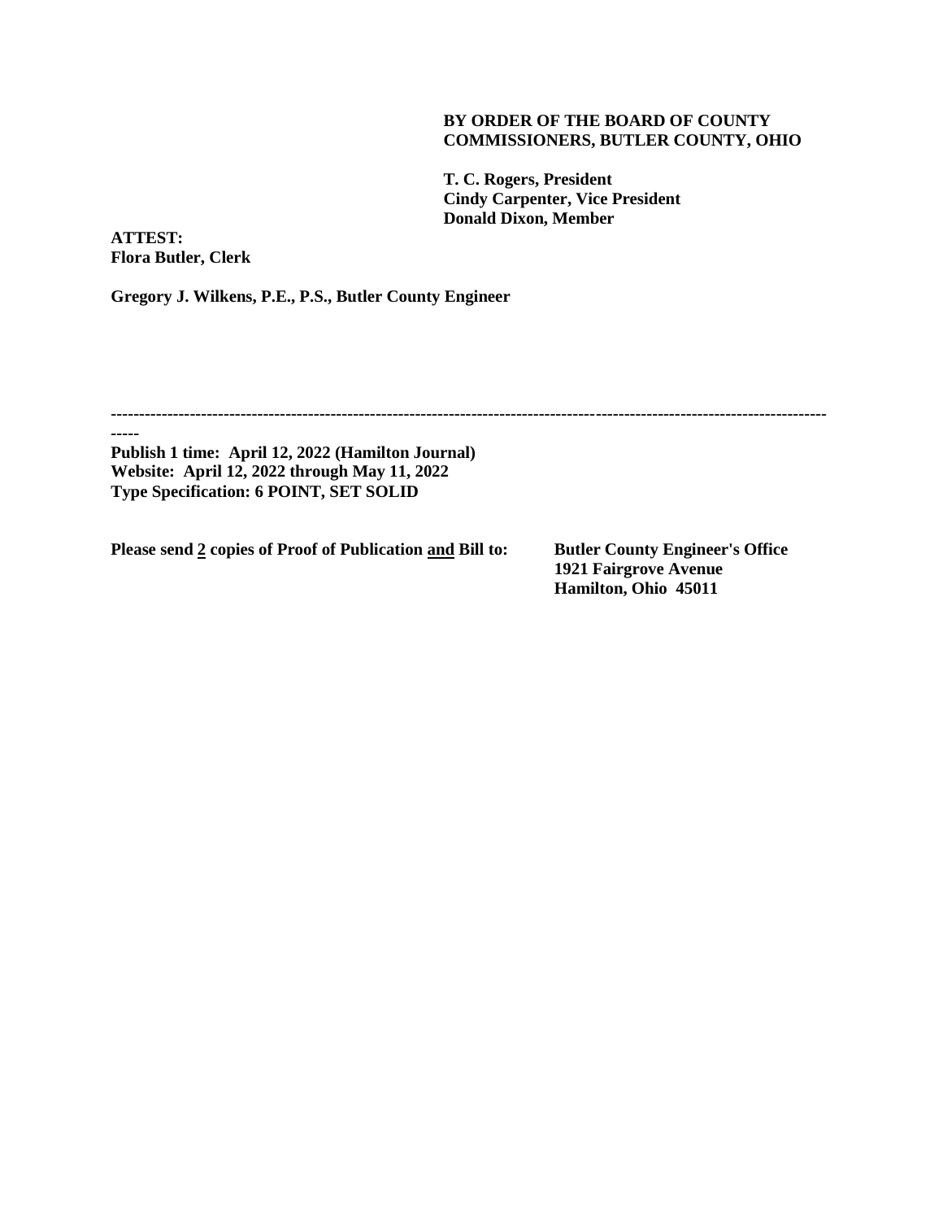**BY ORDER OF THE BOARD OF COUNTY COMMISSIONERS, BUTLER COUNTY, OHIO**

**T. C. Rogers, President**
**Cindy Carpenter, Vice President**
**Donald Dixon, Member**

**ATTEST:**
**Flora Butler, Clerk**

**Gregory J. Wilkens, P.E., P.S., Butler County Engineer**

-----------------------------------------------------------------------------------------------------------------------------

**Publish 1 time: April 12, 2022 (Hamilton Journal)**
**Website: April 12, 2022 through May 11, 2022**
**Type Specification: 6 POINT, SET SOLID**

**Please send 2 copies of Proof of Publication and Bill to:** **Butler County Engineer's Office**
**1921 Fairgrove Avenue**
**Hamilton, Ohio 45011**